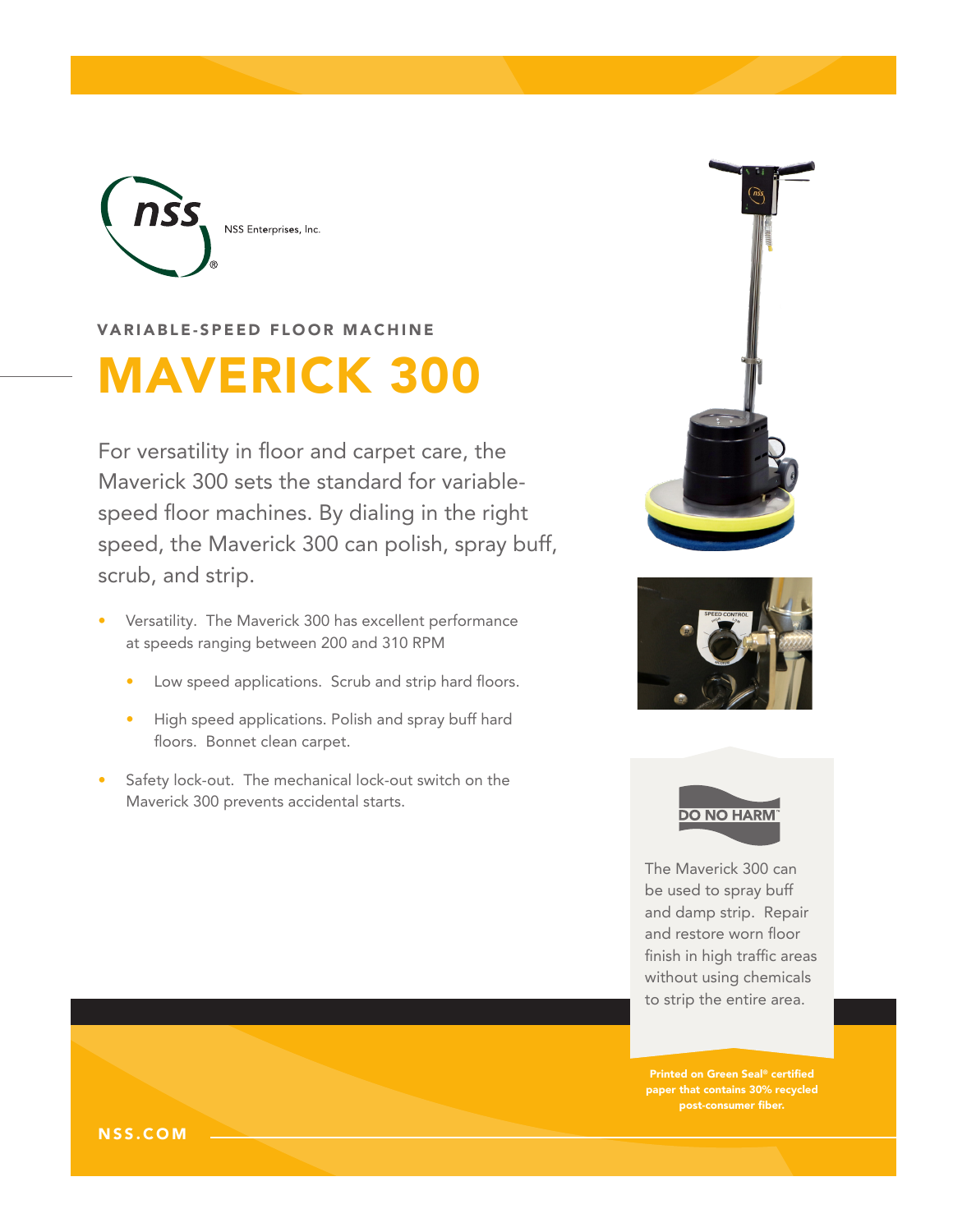NSS Enterprises, Inc.

VARIABLE-SPEED FLOOR MACHINE

# MAVERICK 300

For versatility in floor and carpet care, the Maverick 300 sets the standard for variable-speed floor machines. By dialing in the right speed, the Maverick 300 can polish, spray buff, scrub, and strip.

- Versatility. The Maverick 300 has excellent performance at speeds ranging between 200 and 310 RPM
  - Low speed applications. Scrub and strip hard floors.
  - High speed applications. Polish and spray buff hard floors. Bonnet clean carpet.
- Safety lock-out. The mechanical lock-out switch on the Maverick 300 prevents accidental starts.

DO NO HARM™

The Maverick 300 can be used to spray buff and damp strip. Repair and restore worn floor finish in high traffic areas without using chemicals to strip the entire area.

Printed on Green Seal® certified paper that contains 30% recycled post-consumer fiber.

NSS.COM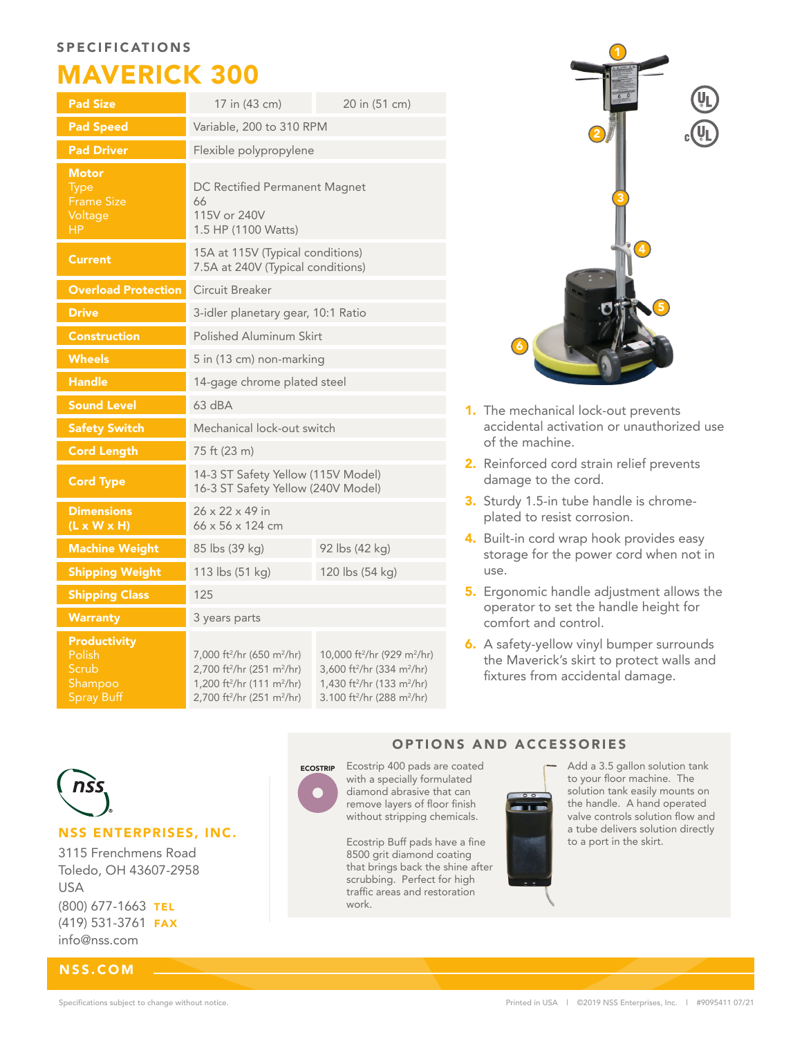SPECIFICATIONS

# MAVERICK 300

| | | |
|---|---|---|
| **Pad Size** | 17 in (43 cm) | 20 in (51 cm) |
| **Pad Speed** | Variable, 200 to 310 RPM | |
| **Pad Driver** | Flexible polypropylene | |
| **Motor**<br>Type<br>Frame Size<br>Voltage<br>HP | <br>DC Rectified Permanent Magnet<br>66<br>115V or 240V<br>1.5 HP (1100 Watts) | |
| **Current** | 15A at 115V (Typical conditions)<br>7.5A at 240V (Typical conditions) | |
| **Overload Protection** | Circuit Breaker | |
| **Drive** | 3-idler planetary gear, 10:1 Ratio | |
| **Construction** | Polished Aluminum Skirt | |
| **Wheels** | 5 in (13 cm) non-marking | |
| **Handle** | 14-gage chrome plated steel | |
| **Sound Level** | 63 dBA | |
| **Safety Switch** | Mechanical lock-out switch | |
| **Cord Length** | 75 ft (23 m) | |
| **Cord Type** | 14-3 ST Safety Yellow (115V Model)<br>16-3 ST Safety Yellow (240V Model) | |
| **Dimensions (L x W x H)** | 26 x 22 x 49 in<br>66 x 56 x 124 cm | |
| **Machine Weight** | 85 lbs (39 kg) | 92 lbs (42 kg) |
| **Shipping Weight** | 113 lbs (51 kg) | 120 lbs (54 kg) |
| **Shipping Class** | 125 | |
| **Warranty** | 3 years parts | |
| **Productivity**<br>Polish<br>Scrub<br>Shampoo<br>Spray Buff | <br>7,000 ft²/hr (650 m²/hr)<br>2,700 ft²/hr (251 m²/hr)<br>1,200 ft²/hr (111 m²/hr)<br>2,700 ft²/hr (251 m²/hr) | <br>10,000 ft²/hr (929 m²/hr)<br>3,600 ft²/hr (334 m²/hr)<br>1,430 ft²/hr (133 m²/hr)<br>3.100 ft²/hr (288 m²/hr) |

1. The mechanical lock-out prevents accidental activation or unauthorized use of the machine.
2. Reinforced cord strain relief prevents damage to the cord.
3. Sturdy 1.5-in tube handle is chrome-plated to resist corrosion.
4. Built-in cord wrap hook provides easy storage for the power cord when not in use.
5. Ergonomic handle adjustment allows the operator to set the handle height for comfort and control.
6. A safety-yellow vinyl bumper surrounds the Maverick's skirt to protect walls and fixtures from accidental damage.

## OPTIONS AND ACCESSORIES

ECOSTRIP

Ecostrip 400 pads are coated with a specially formulated diamond abrasive that can remove layers of floor finish without stripping chemicals.

Ecostrip Buff pads have a fine 8500 grit diamond coating that brings back the shine after scrubbing. Perfect for high traffic areas and restoration work.

Add a 3.5 gallon solution tank to your floor machine. The solution tank easily mounts on the handle. A hand operated valve controls solution flow and a tube delivers solution directly to a port in the skirt.

**NSS ENTERPRISES, INC.**

3115 Frenchmens Road
Toledo, OH 43607-2958
USA
(800) 677-1663 TEL
(419) 531-3761 FAX
info@nss.com

NSS.COM

Specifications subject to change without notice.

Printed in USA | ©2019 NSS Enterprises, Inc. | #9095411 07/21